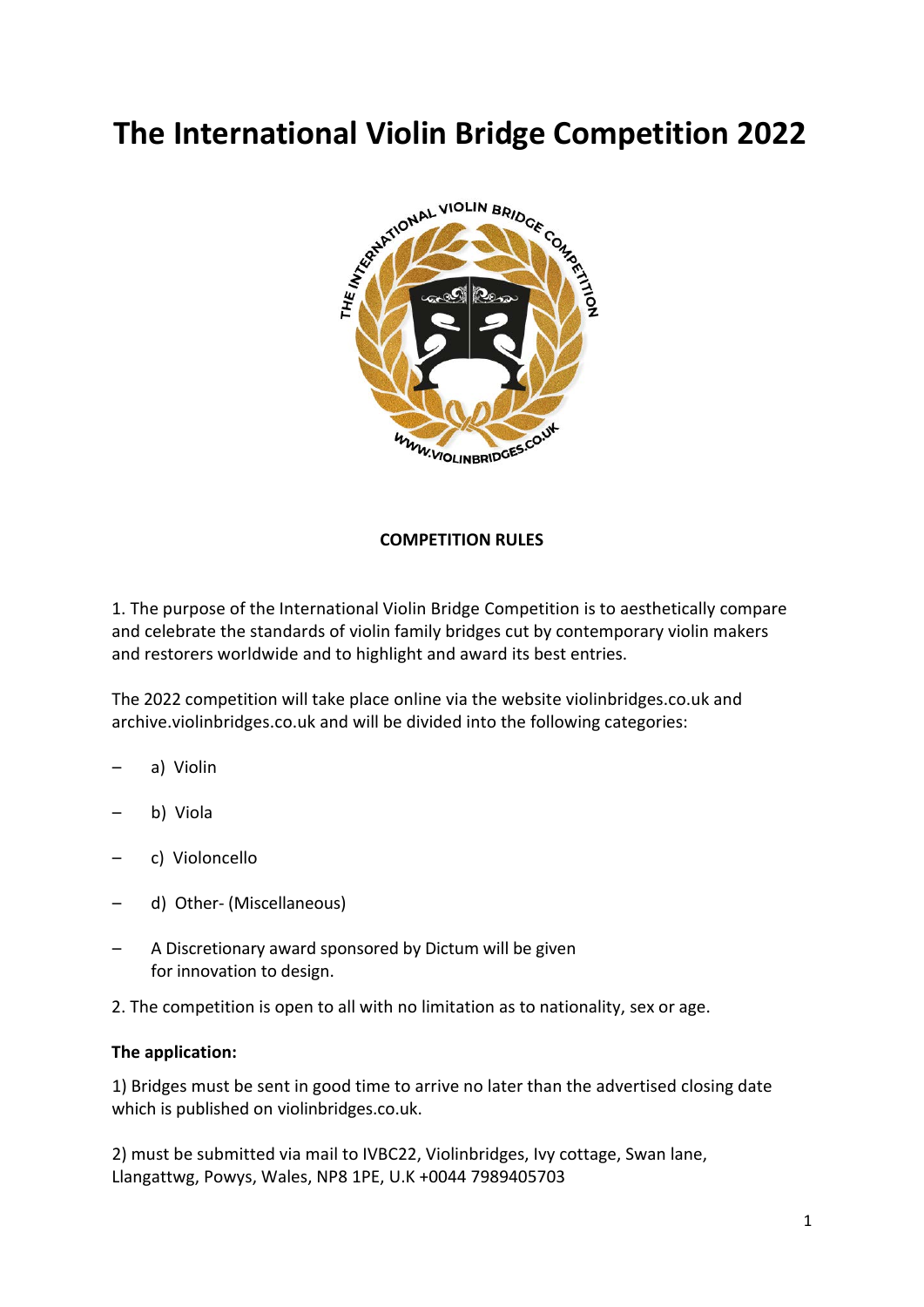# The International Violin Bridge Competition 2022

**COMPETITION RULES**

1. The purpose of the International Violin Bridge Competition is to aesthetically compare and celebrate the standards of violin family bridges cut by contemporary violin makers and restorers worldwide and to highlight and award its best entries.

The 2022 competition will take place online via the website violinbridges.co.uk and archive.violinbridges.co.uk and will be divided into the following categories:

- a) Violin
- b) Viola
- c) Violoncello
- d) Other- (Miscellaneous)
- A Discretionary award sponsored by Dictum will be given for innovation to design.

2. The competition is open to all with no limitation as to nationality, sex or age.

**The application:**

1) Bridges must be sent in good time to arrive no later than the advertised closing date which is published on violinbridges.co.uk.

2) must be submitted via mail to IVBC22, Violinbridges, Ivy cottage, Swan lane, Llangattwg, Powys, Wales, NP8 1PE, U.K +0044 7989405703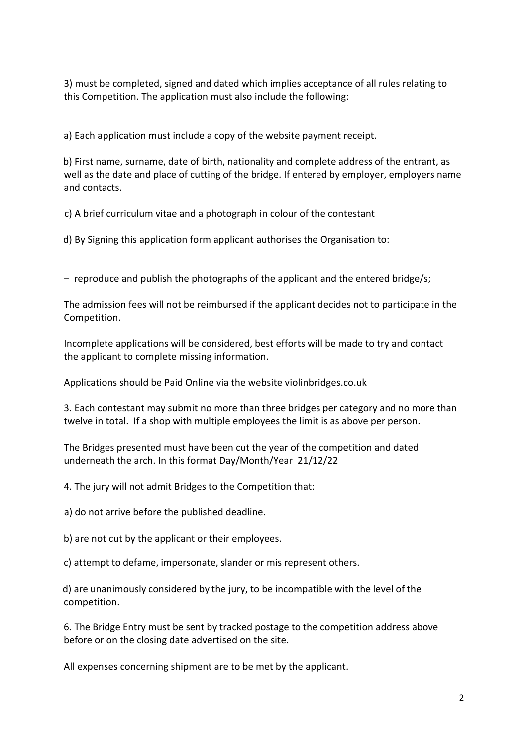3) must be completed, signed and dated which implies acceptance of all rules relating to this Competition. The application must also include the following:

a) Each application must include a copy of the website payment receipt.

b) First name, surname, date of birth, nationality and complete address of the entrant, as well as the date and place of cutting of the bridge. If entered by employer, employers name and contacts.

c) A brief curriculum vitae and a photograph in colour of the contestant

d) By Signing this application form applicant authorises the Organisation to:

– reproduce and publish the photographs of the applicant and the entered bridge/s;

The admission fees will not be reimbursed if the applicant decides not to participate in the Competition.

Incomplete applications will be considered, best efforts will be made to try and contact the applicant to complete missing information.

Applications should be Paid Online via the website violinbridges.co.uk

3. Each contestant may submit no more than three bridges per category and no more than twelve in total. If a shop with multiple employees the limit is as above per person.

The Bridges presented must have been cut the year of the competition and dated underneath the arch. In this format Day/Month/Year 21/12/22

4. The jury will not admit Bridges to the Competition that:

a) do not arrive before the published deadline.

b) are not cut by the applicant or their employees.

c) attempt to defame, impersonate, slander or mis represent others.

d) are unanimously considered by the jury, to be incompatible with the level of the competition.

6. The Bridge Entry must be sent by tracked postage to the competition address above before or on the closing date advertised on the site.

All expenses concerning shipment are to be met by the applicant.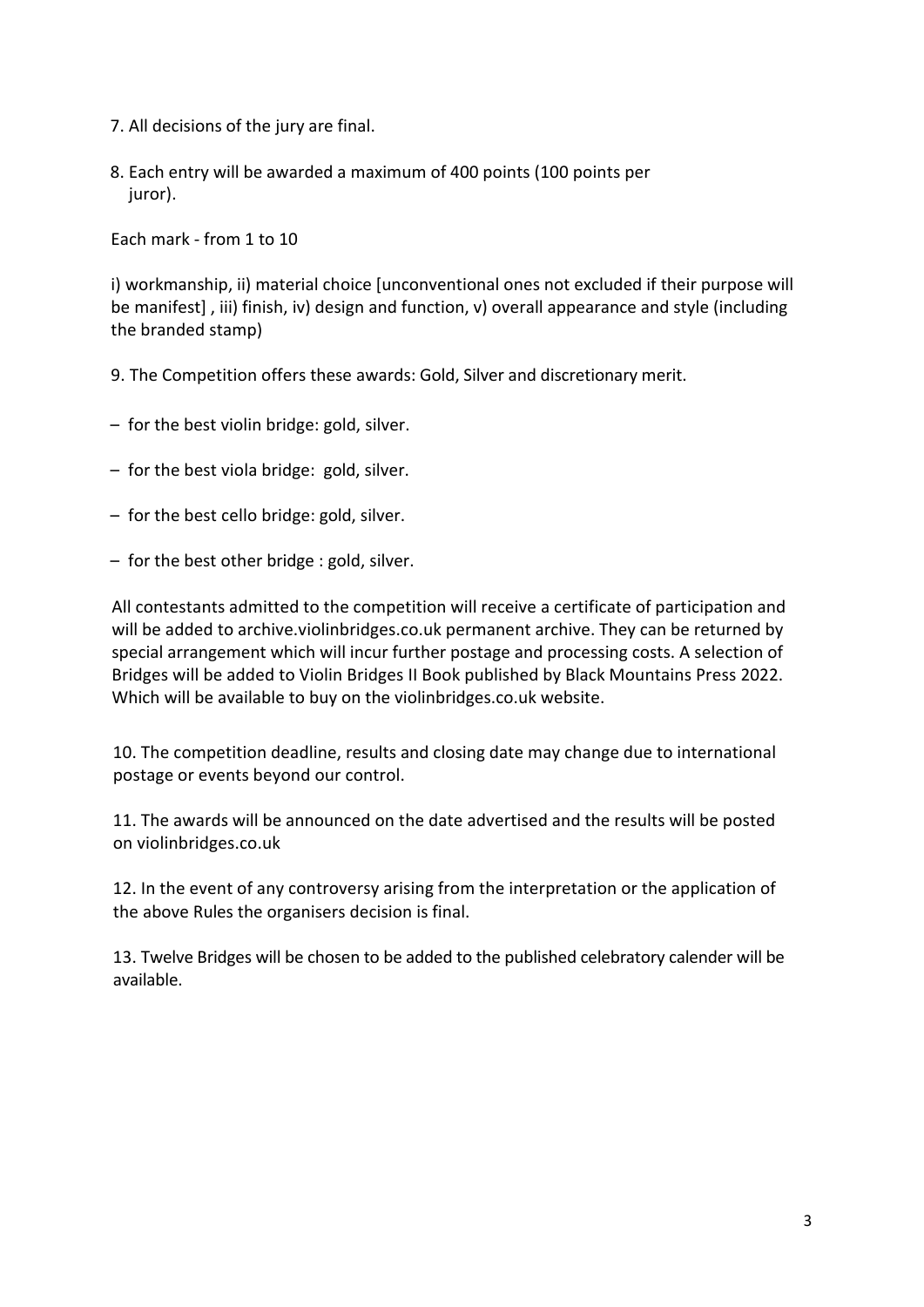7. All decisions of the jury are final.

8. Each entry will be awarded a maximum of 400 points (100 points per juror).

Each mark - from 1 to 10

i) workmanship, ii) material choice [unconventional ones not excluded if their purpose will be manifest] , iii) finish, iv) design and function, v) overall appearance and style (including the branded stamp)

9. The Competition offers these awards: Gold, Silver and discretionary merit.

– for the best violin bridge: gold, silver.

– for the best viola bridge: gold, silver.

– for the best cello bridge: gold, silver.

– for the best other bridge : gold, silver.

All contestants admitted to the competition will receive a certificate of participation and will be added to archive.violinbridges.co.uk permanent archive. They can be returned by special arrangement which will incur further postage and processing costs. A selection of Bridges will be added to Violin Bridges II Book published by Black Mountains Press 2022. Which will be available to buy on the violinbridges.co.uk website.

10. The competition deadline, results and closing date may change due to international postage or events beyond our control.

11. The awards will be announced on the date advertised and the results will be posted on violinbridges.co.uk

12. In the event of any controversy arising from the interpretation or the application of the above Rules the organisers decision is final.

13. Twelve Bridges will be chosen to be added to the published celebratory calender will be available.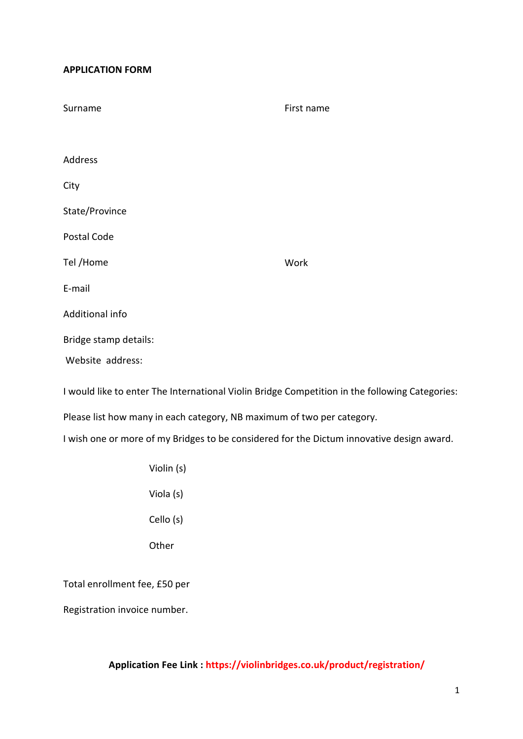**APPLICATION FORM**

Surname

First name

Address

City

State/Province

Postal Code

Tel /Home

Work

E-mail

Additional info

Bridge stamp details:

Website address:

I would like to enter The International Violin Bridge Competition in the following Categories:

Please list how many in each category, NB maximum of two per category.

I wish one or more of my Bridges to be considered for the Dictum innovative design award.

Violin (s)

Viola (s)

Cello (s)

Other

Total enrollment fee, £50 per

Registration invoice number.

**Application Fee Link : https://violinbridges.co.uk/product/registration/**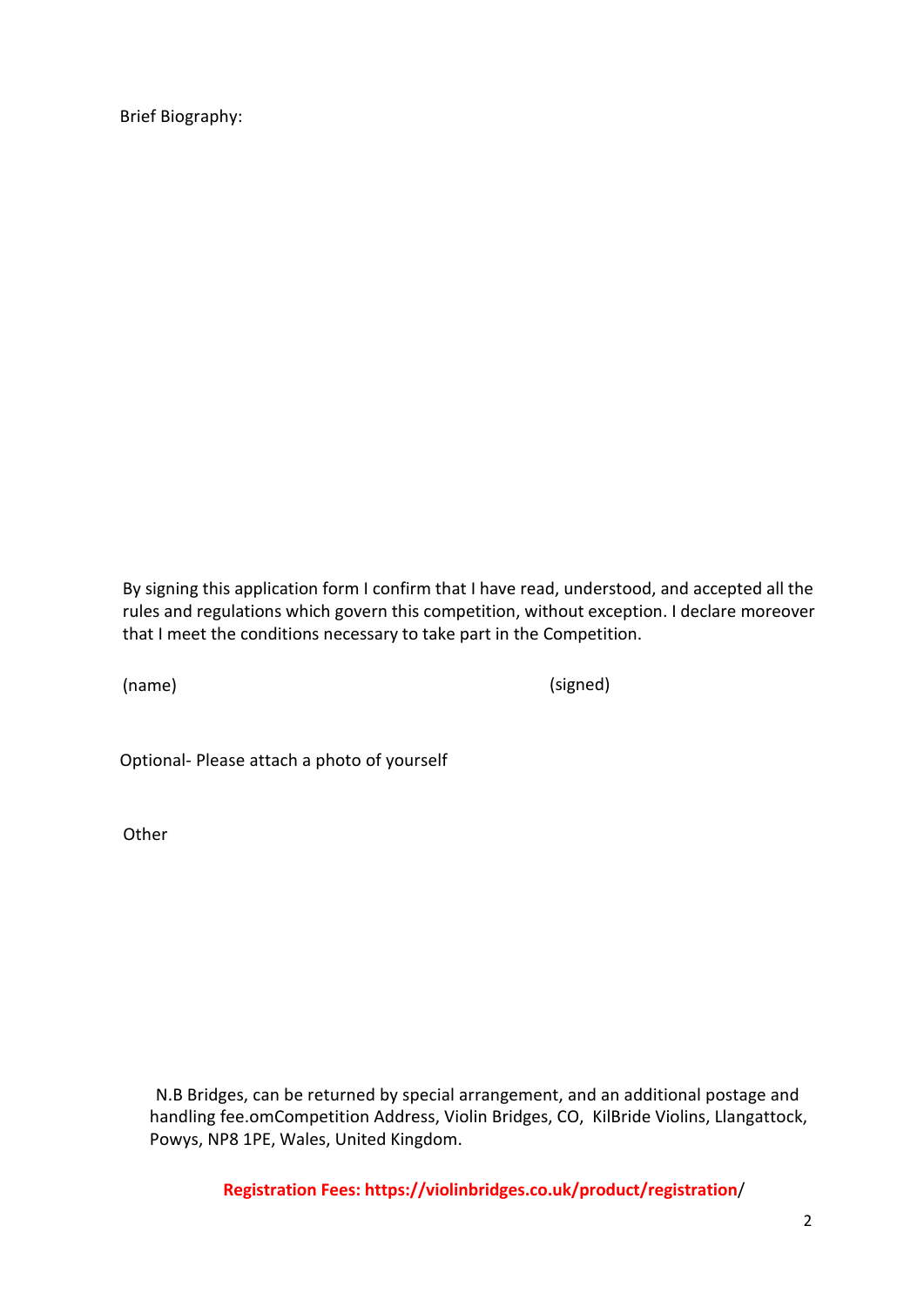Brief Biography:

By signing this application form I confirm that I have read, understood, and accepted all the rules and regulations which govern this competition, without exception. I declare moreover that I meet the conditions necessary to take part in the Competition.

(name) (signed)

Optional- Please attach a photo of yourself

Other

N.B Bridges, can be returned by special arrangement, and an additional postage and handling fee.omCompetition Address, Violin Bridges, CO, KilBride Violins, Llangattock, Powys, NP8 1PE, Wales, United Kingdom.

**Registration Fees: https://violinbridges.co.uk/product/registration**/